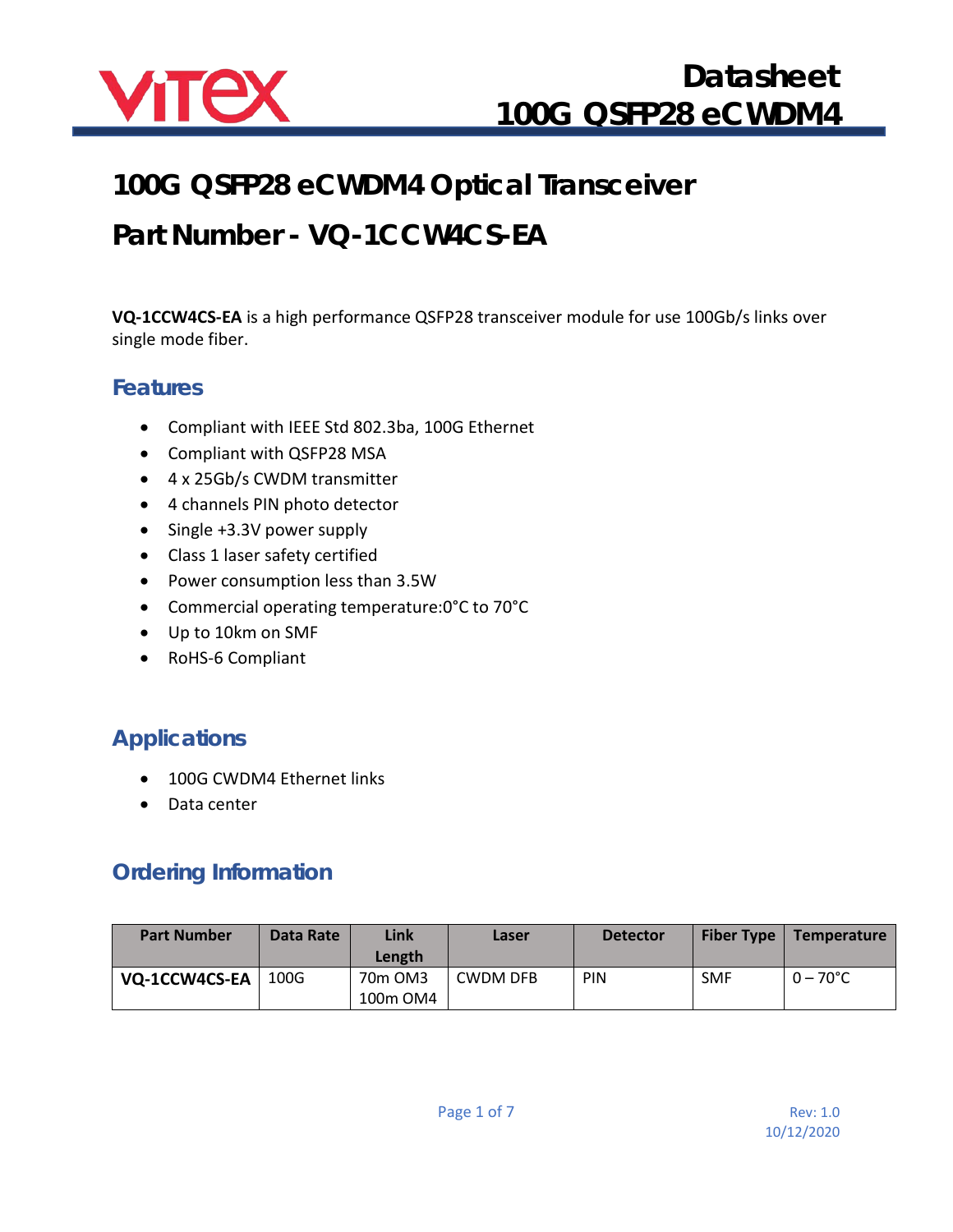# 100G QSFP28 eCWDM4 Optical Transceiver

# Part Number - VQ-1CCW4CS-EA

**VQ-1CCW4CS-EA** is a high performance QSFP28 transceiver module for use 100Gb/s links over single mode fiber.

## Features

- Compliant with IEEE Std 802.3ba, 100G Ethernet
- Compliant with QSFP28 MSA
- 4 x 25Gb/s CWDM transmitter
- 4 channels PIN photo detector
- Single +3.3V power supply
- Class 1 laser safety certified
- Power consumption less than 3.5W
- Commercial operating temperature:0°C to 70°C
- Up to 10km on SMF
- RoHS-6 Compliant

## Applications

- 100G CWDM4 Ethernet links
- Data center

## Ordering Information

| Part Number | Data Rate | Link Length | Laser | Detector | Fiber Type | Temperature |
|---|---|---|---|---|---|---|
| **VQ-1CCW4CS-EA** | 100G | 70m OM3<br>100m OM4 | CWDM DFB | PIN | SMF | 0 – 70°C |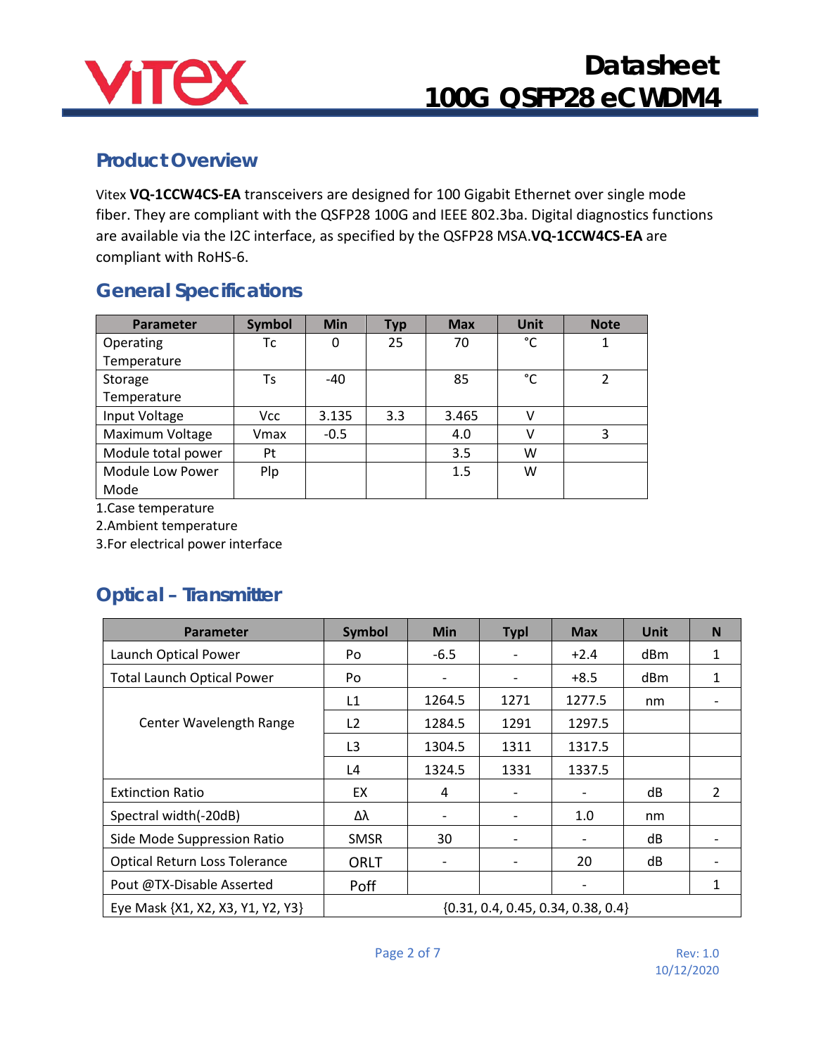## Product Overview

Vitex **VQ-1CCW4CS-EA** transceivers are designed for 100 Gigabit Ethernet over single mode fiber. They are compliant with the QSFP28 100G and IEEE 802.3ba. Digital diagnostics functions are available via the I2C interface, as specified by the QSFP28 MSA.**VQ-1CCW4CS-EA** are compliant with RoHS-6.

## General Specifications

| Parameter | Symbol | Min | Typ | Max | Unit | Note |
|---|---|---|---|---|---|---|
| Operating Temperature | Tc | 0 | 25 | 70 | °C | 1 |
| Storage Temperature | Ts | -40 | | 85 | °C | 2 |
| Input Voltage | Vcc | 3.135 | 3.3 | 3.465 | V | |
| Maximum Voltage | Vmax | -0.5 | | 4.0 | V | 3 |
| Module total power | Pt | | | 3.5 | W | |
| Module Low Power Mode | Plp | | | 1.5 | W | |

1.Case temperature
2.Ambient temperature
3.For electrical power interface

## Optical – Transmitter

| Parameter | Symbol | Min | Typl | Max | Unit | N |
|---|---|---|---|---|---|---|
| Launch Optical Power | Po | -6.5 | - | +2.4 | dBm | 1 |
| Total Launch Optical Power | Po | - | - | +8.5 | dBm | 1 |
| Center Wavelength Range | L1 | 1264.5 | 1271 | 1277.5 | nm | - |
| | L2 | 1284.5 | 1291 | 1297.5 | | |
| | L3 | 1304.5 | 1311 | 1317.5 | | |
| | L4 | 1324.5 | 1331 | 1337.5 | | |
| Extinction Ratio | EX | 4 | - | - | dB | 2 |
| Spectral width(-20dB) | Δλ | - | - | 1.0 | nm | |
| Side Mode Suppression Ratio | SMSR | 30 | - | - | dB | - |
| Optical Return Loss Tolerance | ORLT | - | - | 20 | dB | - |
| Pout @TX-Disable Asserted | Poff | | | - | | 1 |
| Eye Mask {X1, X2, X3, Y1, Y2, Y3} | {0.31, 0.4, 0.45, 0.34, 0.38, 0.4} | | | | | |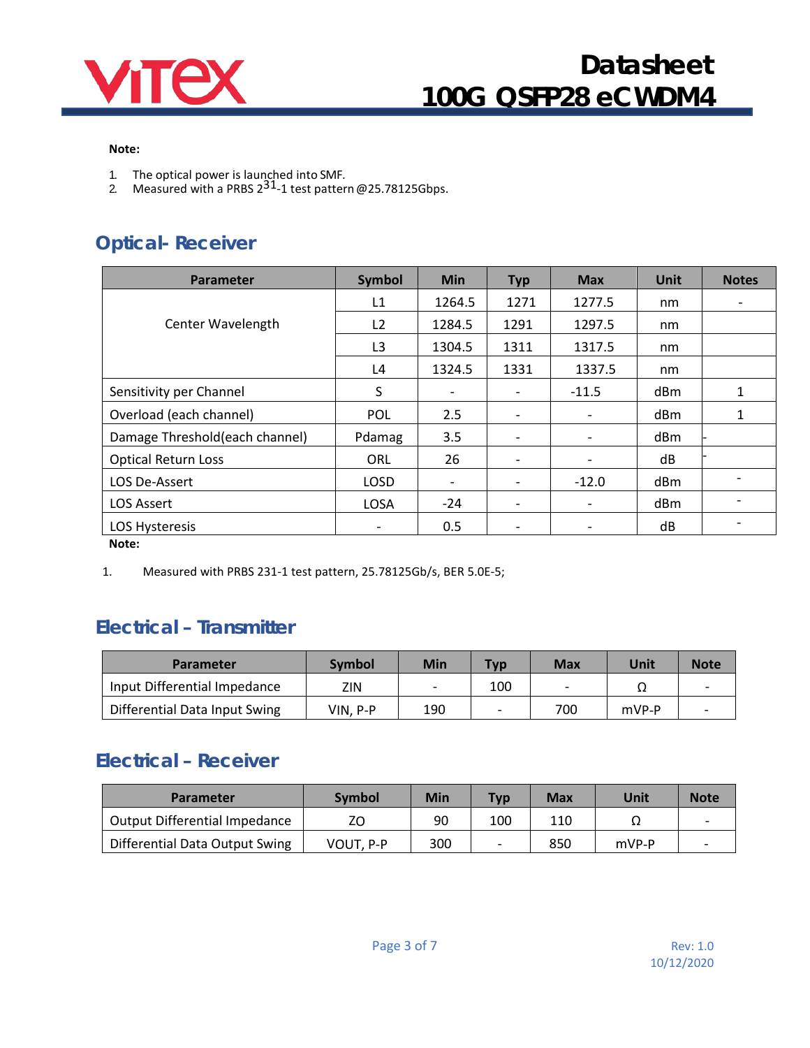**Note:**

1. The optical power is launched into SMF.
2. Measured with a PRBS $2^{31}$-1 test pattern @25.78125Gbps.

## Optical- Receiver

| Parameter | Symbol | Min | Typ | Max | Unit | Notes |
|---|---|---|---|---|---|---|
| Center Wavelength | L1 | 1264.5 | 1271 | 1277.5 | nm | - |
| | L2 | 1284.5 | 1291 | 1297.5 | nm | |
| | L3 | 1304.5 | 1311 | 1317.5 | nm | |
| | L4 | 1324.5 | 1331 | 1337.5 | nm | |
| Sensitivity per Channel | S | - | - | -11.5 | dBm | 1 |
| Overload (each channel) | POL | 2.5 | - | - | dBm | 1 |
| Damage Threshold(each channel) | Pdamag | 3.5 | - | - | dBm | - |
| Optical Return Loss | ORL | 26 | - | - | dB | - |
| LOS De-Assert | LOSD | - | - | -12.0 | dBm | - |
| LOS Assert | LOSA | -24 | - | - | dBm | - |
| LOS Hysteresis | - | 0.5 | - | - | dB | - |

**Note:**

1. Measured with PRBS 231-1 test pattern, 25.78125Gb/s, BER 5.0E-5;

## Electrical – Transmitter

| Parameter | Symbol | Min | Typ | Max | Unit | Note |
|---|---|---|---|---|---|---|
| Input Differential Impedance | ZIN | - | 100 | - | Ω | - |
| Differential Data Input Swing | VIN, P-P | 190 | - | 700 | mVP-P | - |

## Electrical – Receiver

| Parameter | Symbol | Min | Typ | Max | Unit | Note |
|---|---|---|---|---|---|---|
| Output Differential Impedance | ZO | 90 | 100 | 110 | Ω | - |
| Differential Data Output Swing | VOUT, P-P | 300 | - | 850 | mVP-P | - |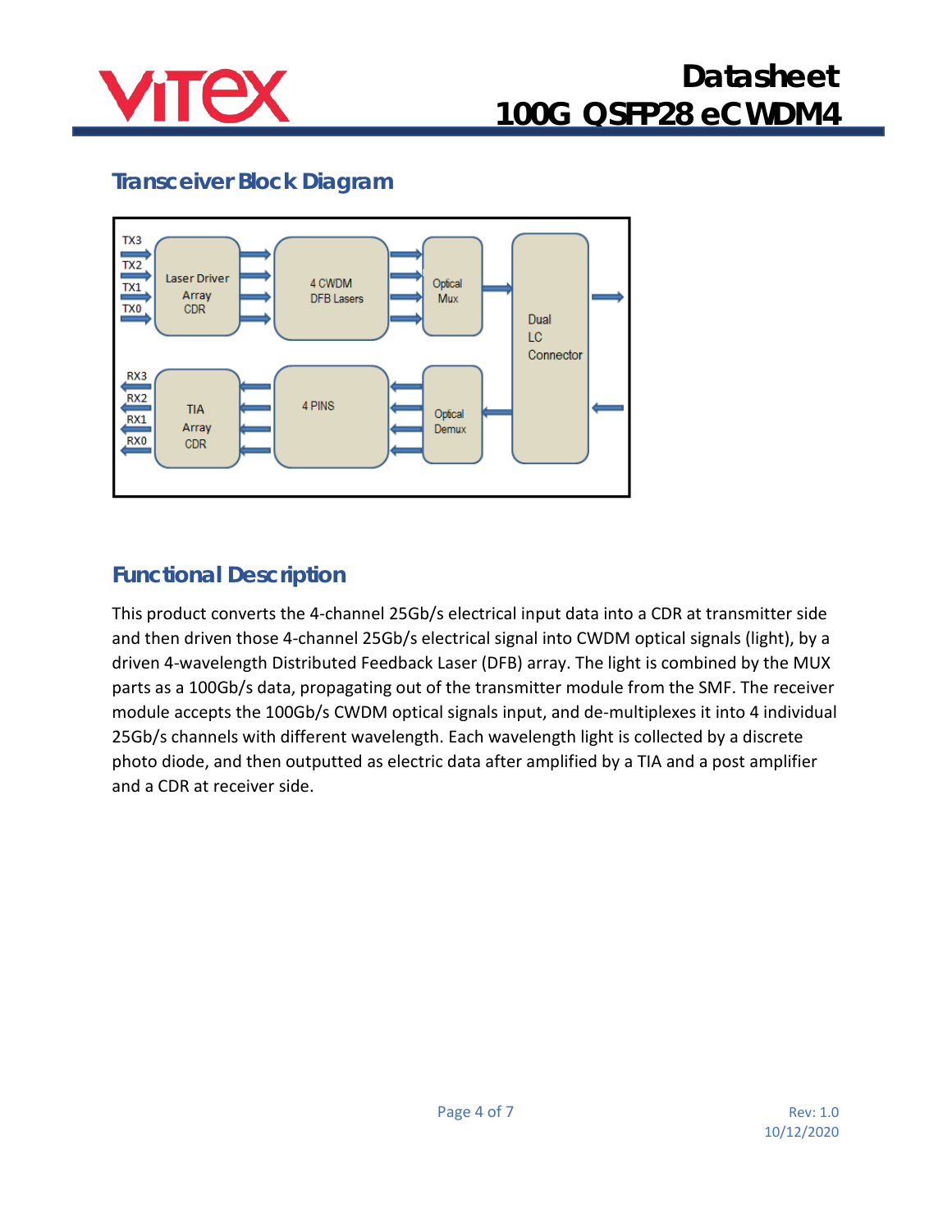## Transceiver Block Diagram

TX3
TX2
TX1
TX0

Laser Driver Array CDR

4 CWDM DFB Lasers

Optical Mux

Dual LC Connector

RX3
RX2
RX1
RX0

TIA Array CDR

4 PINS

Optical Demux

## Functional Description

This product converts the 4-channel 25Gb/s electrical input data into a CDR at transmitter side and then driven those 4-channel 25Gb/s electrical signal into CWDM optical signals (light), by a driven 4-wavelength Distributed Feedback Laser (DFB) array. The light is combined by the MUX parts as a 100Gb/s data, propagating out of the transmitter module from the SMF. The receiver module accepts the 100Gb/s CWDM optical signals input, and de-multiplexes it into 4 individual 25Gb/s channels with different wavelength. Each wavelength light is collected by a discrete photo diode, and then outputted as electric data after amplified by a TIA and a post amplifier and a CDR at receiver side.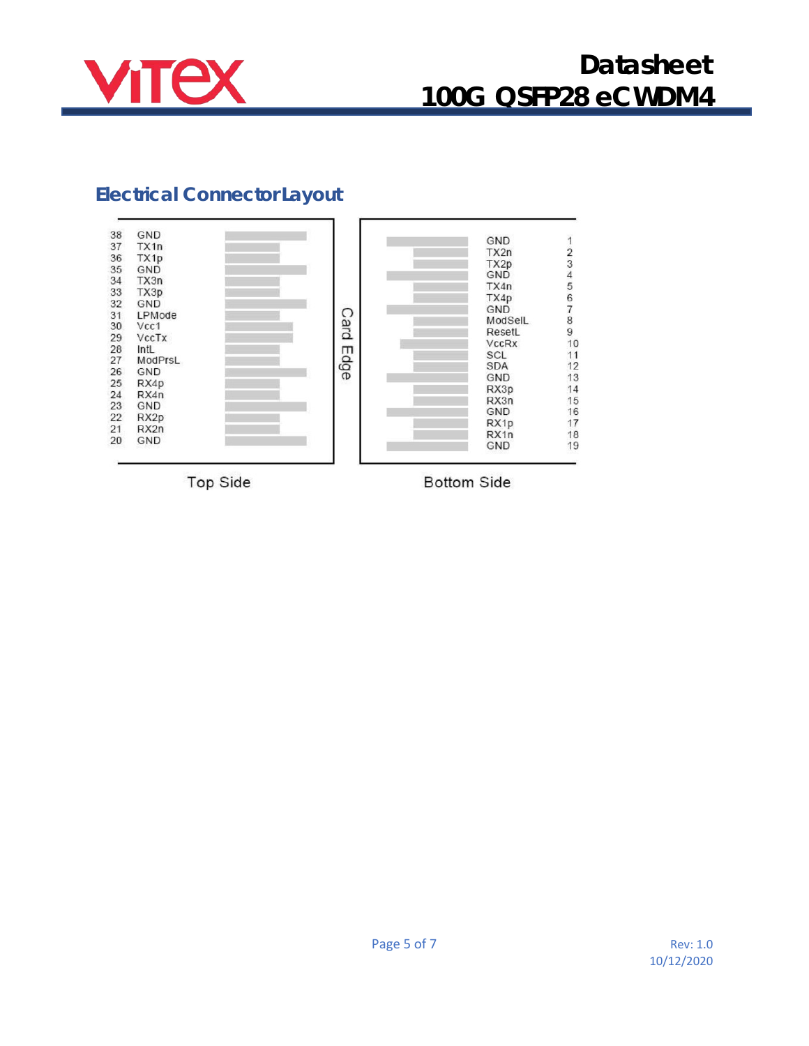## Electrical Connector Layout

| Pin | Top Side | | Pin | Bottom Side |
|---|---|---|---|---|
| 38 | GND | | 1 | GND |
| 37 | TX1n | | 2 | TX2n |
| 36 | TX1p | | 3 | TX2p |
| 35 | GND | | 4 | GND |
| 34 | TX3n | | 5 | TX4n |
| 33 | TX3p | | 6 | TX4p |
| 32 | GND | | 7 | GND |
| 31 | LPMode | | 8 | ModSelL |
| 30 | Vcc1 | | 9 | ResetL |
| 29 | VccTx | | 10 | VccRx |
| 28 | IntL | | 11 | SCL |
| 27 | ModPrsL | | 12 | SDA |
| 26 | GND | | 13 | GND |
| 25 | RX4p | | 14 | RX3p |
| 24 | RX4n | | 15 | RX3n |
| 23 | GND | | 16 | GND |
| 22 | RX2p | | 17 | RX1p |
| 21 | RX2n | | 18 | RX1n |
| 20 | GND | | 19 | GND |

Card Edge

Top Side — Bottom Side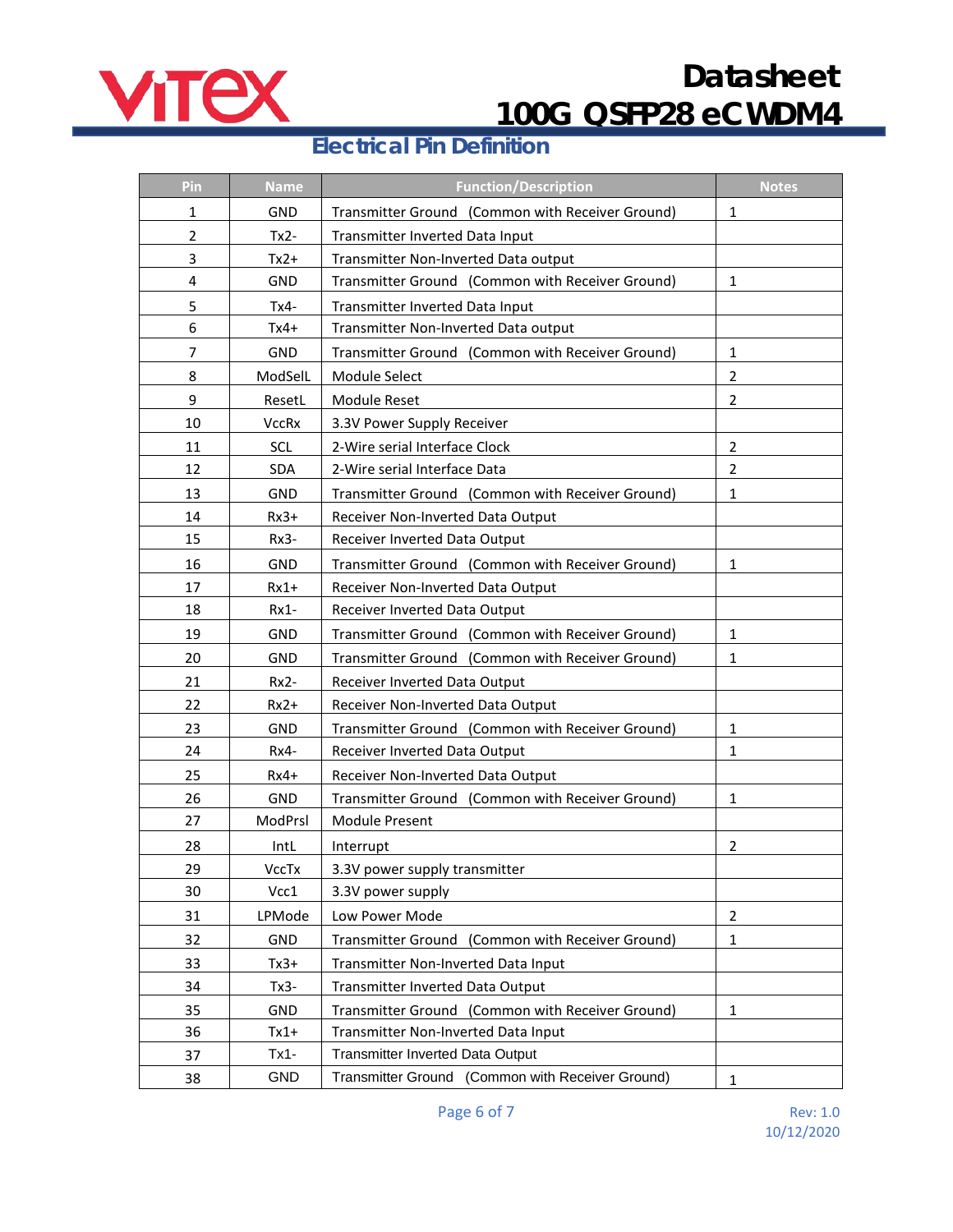## Electrical Pin Definition

| Pin | Name | Function/Description | Notes |
|---|---|---|---|
| 1 | GND | Transmitter Ground (Common with Receiver Ground) | 1 |
| 2 | Tx2- | Transmitter Inverted Data Input | |
| 3 | Tx2+ | Transmitter Non-Inverted Data output | |
| 4 | GND | Transmitter Ground (Common with Receiver Ground) | 1 |
| 5 | Tx4- | Transmitter Inverted Data Input | |
| 6 | Tx4+ | Transmitter Non-Inverted Data output | |
| 7 | GND | Transmitter Ground (Common with Receiver Ground) | 1 |
| 8 | ModSelL | Module Select | 2 |
| 9 | ResetL | Module Reset | 2 |
| 10 | VccRx | 3.3V Power Supply Receiver | |
| 11 | SCL | 2-Wire serial Interface Clock | 2 |
| 12 | SDA | 2-Wire serial Interface Data | 2 |
| 13 | GND | Transmitter Ground (Common with Receiver Ground) | 1 |
| 14 | Rx3+ | Receiver Non-Inverted Data Output | |
| 15 | Rx3- | Receiver Inverted Data Output | |
| 16 | GND | Transmitter Ground (Common with Receiver Ground) | 1 |
| 17 | Rx1+ | Receiver Non-Inverted Data Output | |
| 18 | Rx1- | Receiver Inverted Data Output | |
| 19 | GND | Transmitter Ground (Common with Receiver Ground) | 1 |
| 20 | GND | Transmitter Ground (Common with Receiver Ground) | 1 |
| 21 | Rx2- | Receiver Inverted Data Output | |
| 22 | Rx2+ | Receiver Non-Inverted Data Output | |
| 23 | GND | Transmitter Ground (Common with Receiver Ground) | 1 |
| 24 | Rx4- | Receiver Inverted Data Output | 1 |
| 25 | Rx4+ | Receiver Non-Inverted Data Output | |
| 26 | GND | Transmitter Ground (Common with Receiver Ground) | 1 |
| 27 | ModPrsl | Module Present | |
| 28 | IntL | Interrupt | 2 |
| 29 | VccTx | 3.3V power supply transmitter | |
| 30 | Vcc1 | 3.3V power supply | |
| 31 | LPMode | Low Power Mode | 2 |
| 32 | GND | Transmitter Ground (Common with Receiver Ground) | 1 |
| 33 | Tx3+ | Transmitter Non-Inverted Data Input | |
| 34 | Tx3- | Transmitter Inverted Data Output | |
| 35 | GND | Transmitter Ground (Common with Receiver Ground) | 1 |
| 36 | Tx1+ | Transmitter Non-Inverted Data Input | |
| 37 | Tx1- | Transmitter Inverted Data Output | |
| 38 | GND | Transmitter Ground (Common with Receiver Ground) | 1 |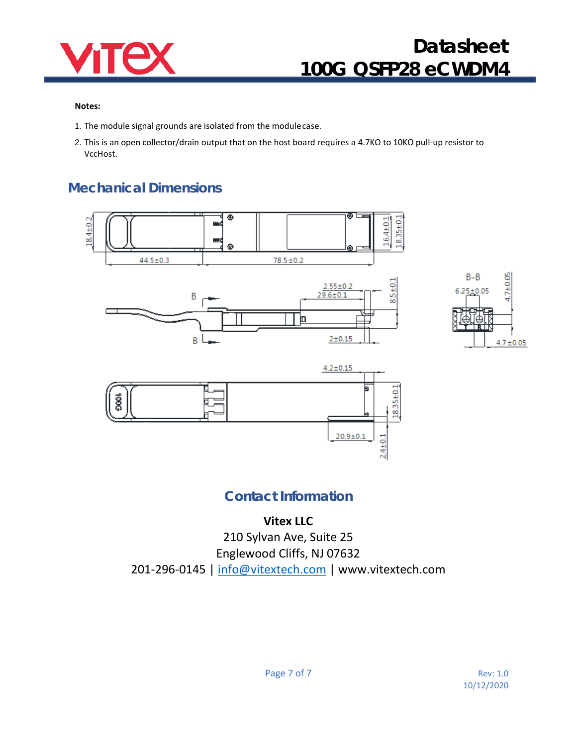**Notes:**

1. The module signal grounds are isolated from the module case.
2. This is an open collector/drain output that on the host board requires a 4.7KΩ to 10KΩ pull-up resistor to VccHost.

## Mechanical Dimensions

18.4±0.2

44.5±0.3

78.5±0.2

16.4±0.1

18.35±0.1

B

B

2.55±0.2

29.6±0.1

8.5±0.1

2±0.15

B-B

6.25±0.05

4.7±0.05

4.7±0.05

4.2±0.15

18.35±0.1

20.9±0.1

2.4±0.1

## Contact Information

**Vitex LLC**
210 Sylvan Ave, Suite 25
Englewood Cliffs, NJ 07632
201-296-0145 | info@vitextech.com | www.vitextech.com

Rev: 1.0
10/12/2020